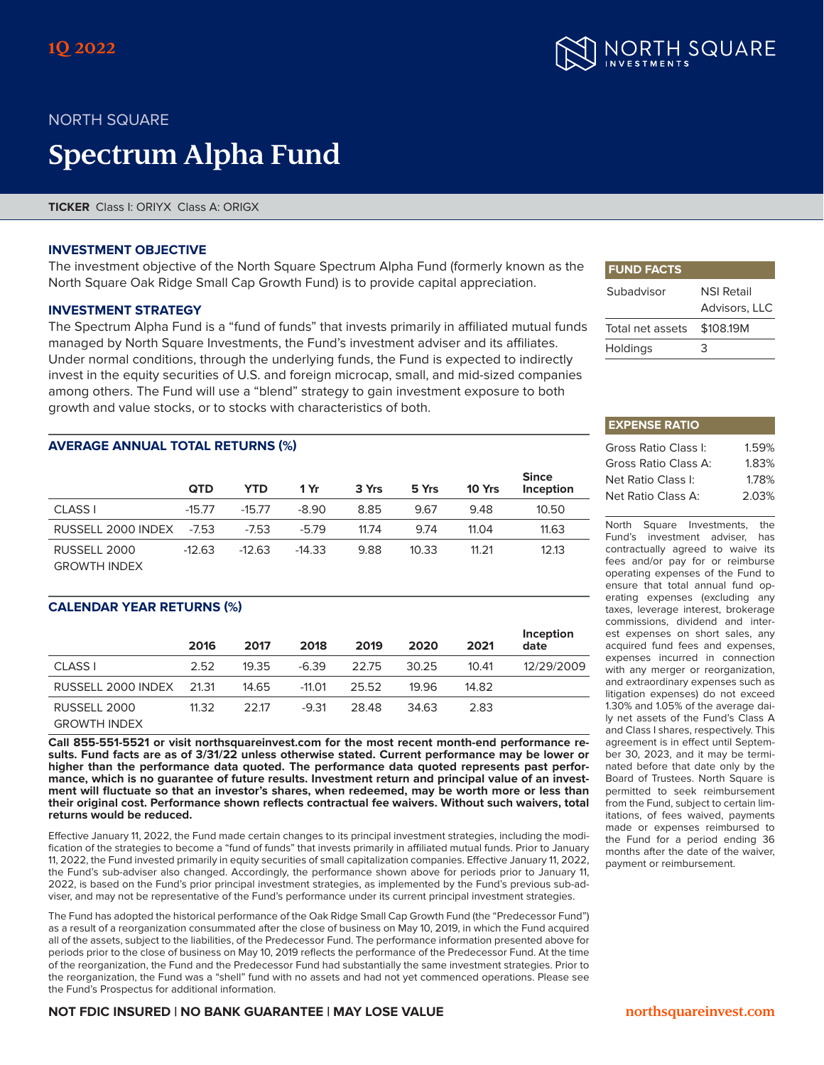1Q 2022

NORTH SQUARE

# Spectrum Alpha Fund

**TICKER** Class I: ORIYX Class A: ORIGX

## INVESTMENT OBJECTIVE

The investment objective of the North Square Spectrum Alpha Fund (formerly known as the North Square Oak Ridge Small Cap Growth Fund) is to provide capital appreciation.

## INVESTMENT STRATEGY

The Spectrum Alpha Fund is a "fund of funds" that invests primarily in affiliated mutual funds managed by North Square Investments, the Fund's investment adviser and its affiliates. Under normal conditions, through the underlying funds, the Fund is expected to indirectly invest in the equity securities of U.S. and foreign microcap, small, and mid-sized companies among others. The Fund will use a "blend" strategy to gain investment exposure to both growth and value stocks, or to stocks with characteristics of both.

## AVERAGE ANNUAL TOTAL RETURNS (%)

| | QTD | YTD | 1 Yr | 3 Yrs | 5 Yrs | 10 Yrs | Since Inception |
|---|---|---|---|---|---|---|---|
| CLASS I | -15.77 | -15.77 | -8.90 | 8.85 | 9.67 | 9.48 | 10.50 |
| RUSSELL 2000 INDEX | -7.53 | -7.53 | -5.79 | 11.74 | 9.74 | 11.04 | 11.63 |
| RUSSELL 2000 GROWTH INDEX | -12.63 | -12.63 | -14.33 | 9.88 | 10.33 | 11.21 | 12.13 |

## CALENDAR YEAR RETURNS (%)

| | 2016 | 2017 | 2018 | 2019 | 2020 | 2021 | Inception date |
|---|---|---|---|---|---|---|---|
| CLASS I | 2.52 | 19.35 | -6.39 | 22.75 | 30.25 | 10.41 | 12/29/2009 |
| RUSSELL 2000 INDEX | 21.31 | 14.65 | -11.01 | 25.52 | 19.96 | 14.82 | |
| RUSSELL 2000 GROWTH INDEX | 11.32 | 22.17 | -9.31 | 28.48 | 34.63 | 2.83 | |

**Call 855-551-5521 or visit northsquareinvest.com for the most recent month-end performance results. Fund facts are as of 3/31/22 unless otherwise stated. Current performance may be lower or higher than the performance data quoted. The performance data quoted represents past performance, which is no guarantee of future results. Investment return and principal value of an investment will fluctuate so that an investor's shares, when redeemed, may be worth more or less than their original cost. Performance shown reflects contractual fee waivers. Without such waivers, total returns would be reduced.**

Effective January 11, 2022, the Fund made certain changes to its principal investment strategies, including the modification of the strategies to become a "fund of funds" that invests primarily in affiliated mutual funds. Prior to January 11, 2022, the Fund invested primarily in equity securities of small capitalization companies. Effective January 11, 2022, the Fund's sub-adviser also changed. Accordingly, the performance shown above for periods prior to January 11, 2022, is based on the Fund's prior principal investment strategies, as implemented by the Fund's previous sub-adviser, and may not be representative of the Fund's performance under its current principal investment strategies.

The Fund has adopted the historical performance of the Oak Ridge Small Cap Growth Fund (the "Predecessor Fund") as a result of a reorganization consummated after the close of business on May 10, 2019, in which the Fund acquired all of the assets, subject to the liabilities, of the Predecessor Fund. The performance information presented above for periods prior to the close of business on May 10, 2019 reflects the performance of the Predecessor Fund. At the time of the reorganization, the Fund and the Predecessor Fund had substantially the same investment strategies. Prior to the reorganization, the Fund was a "shell" fund with no assets and had not yet commenced operations. Please see the Fund's Prospectus for additional information.

## FUND FACTS

| | |
|---|---|
| Subadvisor | NSI Retail Advisors, LLC |
| Total net assets | $108.19M |
| Holdings | 3 |

## EXPENSE RATIO

| | |
|---|---|
| Gross Ratio Class I: | 1.59% |
| Gross Ratio Class A: | 1.83% |
| Net Ratio Class I: | 1.78% |
| Net Ratio Class A: | 2.03% |

North Square Investments, the Fund's investment adviser, has contractually agreed to waive its fees and/or pay for or reimburse operating expenses of the Fund to ensure that total annual fund operating expenses (excluding any taxes, leverage interest, brokerage commissions, dividend and interest expenses on short sales, any acquired fund fees and expenses, expenses incurred in connection with any merger or reorganization, and extraordinary expenses such as litigation expenses) do not exceed 1.30% and 1.05% of the average daily net assets of the Fund's Class A and Class I shares, respectively. This agreement is in effect until September 30, 2023, and it may be terminated before that date only by the Board of Trustees. North Square is permitted to seek reimbursement from the Fund, subject to certain limitations, of fees waived, payments made or expenses reimbursed to the Fund for a period ending 36 months after the date of the waiver, payment or reimbursement.

**NOT FDIC INSURED | NO BANK GUARANTEE | MAY LOSE VALUE**

northsquareinvest.com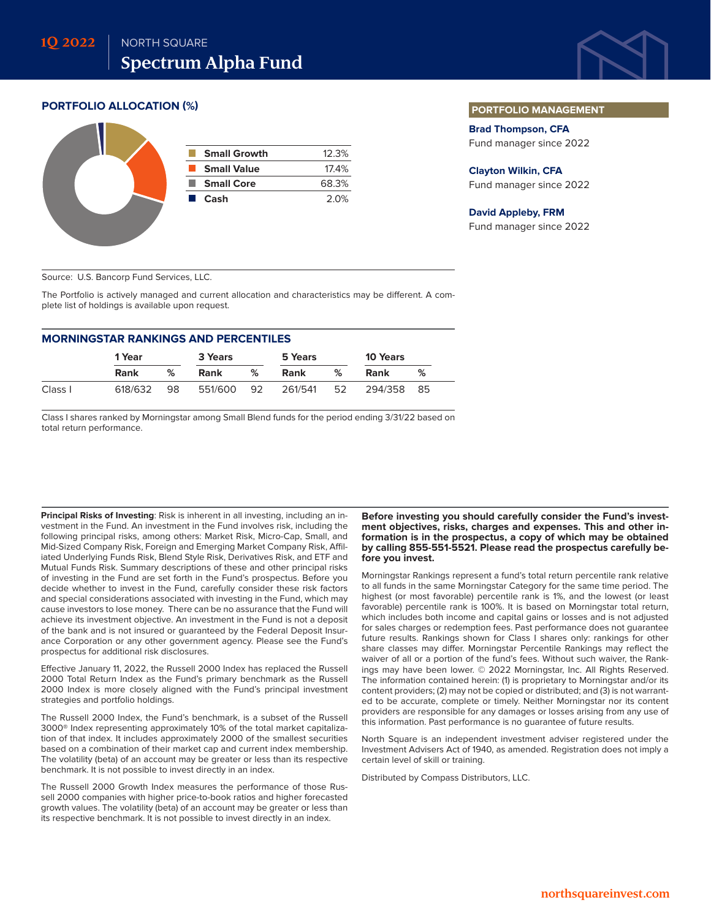## PORTFOLIO ALLOCATION (%)

| | |
|---|---|
| **Small Growth** | 12.3% |
| **Small Value** | 17.4% |
| **Small Core** | 68.3% |
| **Cash** | 2.0% |

Source: U.S. Bancorp Fund Services, LLC.

The Portfolio is actively managed and current allocation and characteristics may be different. A complete list of holdings is available upon request.

## PORTFOLIO MANAGEMENT

**Brad Thompson, CFA**
Fund manager since 2022

**Clayton Wilkin, CFA**
Fund manager since 2022

**David Appleby, FRM**
Fund manager since 2022

## MORNINGSTAR RANKINGS AND PERCENTILES

| | 1 Year | | 3 Years | | 5 Years | | 10 Years | |
|---|---|---|---|---|---|---|---|---|
| | **Rank** | **%** | **Rank** | **%** | **Rank** | **%** | **Rank** | **%** |
| Class I | 618/632 | 98 | 551/600 | 92 | 261/541 | 52 | 294/358 | 85 |

Class I shares ranked by Morningstar among Small Blend funds for the period ending 3/31/22 based on total return performance.

**Principal Risks of Investing**: Risk is inherent in all investing, including an investment in the Fund. An investment in the Fund involves risk, including the following principal risks, among others: Market Risk, Micro-Cap, Small, and Mid-Sized Company Risk, Foreign and Emerging Market Company Risk, Affiliated Underlying Funds Risk, Blend Style Risk, Derivatives Risk, and ETF and Mutual Funds Risk. Summary descriptions of these and other principal risks of investing in the Fund are set forth in the Fund's prospectus. Before you decide whether to invest in the Fund, carefully consider these risk factors and special considerations associated with investing in the Fund, which may cause investors to lose money. There can be no assurance that the Fund will achieve its investment objective. An investment in the Fund is not a deposit of the bank and is not insured or guaranteed by the Federal Deposit Insurance Corporation or any other government agency. Please see the Fund's prospectus for additional risk disclosures.

Effective January 11, 2022, the Russell 2000 Index has replaced the Russell 2000 Total Return Index as the Fund's primary benchmark as the Russell 2000 Index is more closely aligned with the Fund's principal investment strategies and portfolio holdings.

The Russell 2000 Index, the Fund's benchmark, is a subset of the Russell 3000® Index representing approximately 10% of the total market capitalization of that index. It includes approximately 2000 of the smallest securities based on a combination of their market cap and current index membership. The volatility (beta) of an account may be greater or less than its respective benchmark. It is not possible to invest directly in an index.

The Russell 2000 Growth Index measures the performance of those Russell 2000 companies with higher price-to-book ratios and higher forecasted growth values. The volatility (beta) of an account may be greater or less than its respective benchmark. It is not possible to invest directly in an index.

**Before investing you should carefully consider the Fund's investment objectives, risks, charges and expenses. This and other information is in the prospectus, a copy of which may be obtained by calling 855-551-5521. Please read the prospectus carefully before you invest.**

Morningstar Rankings represent a fund's total return percentile rank relative to all funds in the same Morningstar Category for the same time period. The highest (or most favorable) percentile rank is 1%, and the lowest (or least favorable) percentile rank is 100%. It is based on Morningstar total return, which includes both income and capital gains or losses and is not adjusted for sales charges or redemption fees. Past performance does not guarantee future results. Rankings shown for Class I shares only: rankings for other share classes may differ. Morningstar Percentile Rankings may reflect the waiver of all or a portion of the fund's fees. Without such waiver, the Rankings may have been lower. © 2022 Morningstar, Inc. All Rights Reserved. The information contained herein: (1) is proprietary to Morningstar and/or its content providers; (2) may not be copied or distributed; and (3) is not warranted to be accurate, complete or timely. Neither Morningstar nor its content providers are responsible for any damages or losses arising from any use of this information. Past performance is no guarantee of future results.

North Square is an independent investment adviser registered under the Investment Advisers Act of 1940, as amended. Registration does not imply a certain level of skill or training.

Distributed by Compass Distributors, LLC.

northsquareinvest.com